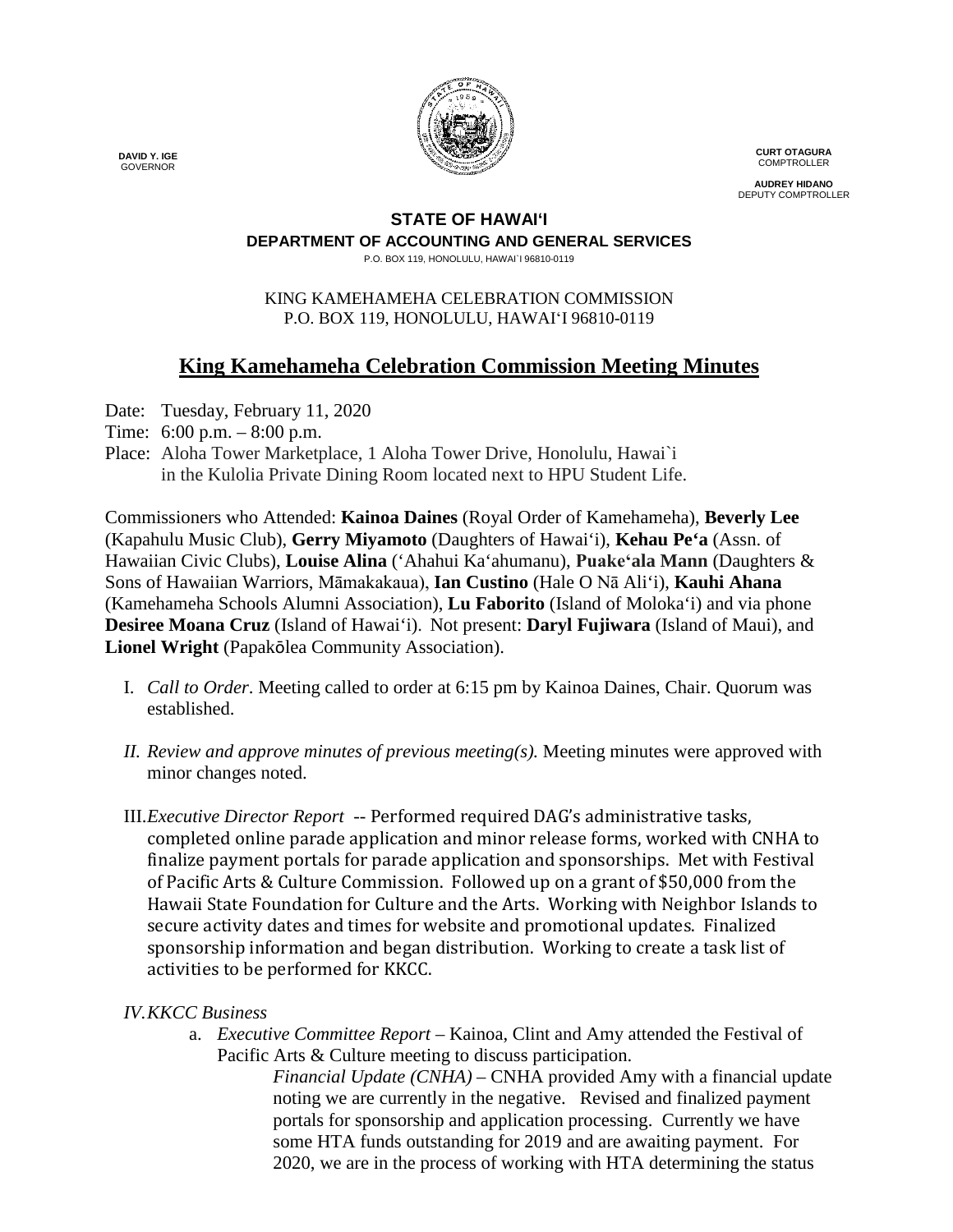DAVID Y. IGE
GOVERNOR

CURT OTAGURA
COMPTROLLER

AUDREY HIDANO
DEPUTY COMPTROLLER

**STATE OF HAWAIʻI**
**DEPARTMENT OF ACCOUNTING AND GENERAL SERVICES**
P.O. BOX 119, HONOLULU, HAWAI`I 96810-0119

KING KAMEHAMEHA CELEBRATION COMMISSION
P.O. BOX 119, HONOLULU, HAWAIʻI 96810-0119

# King Kamehameha Celebration Commission Meeting Minutes

Date: Tuesday, February 11, 2020
Time: 6:00 p.m. – 8:00 p.m.
Place: Aloha Tower Marketplace, 1 Aloha Tower Drive, Honolulu, Hawai`i
in the Kulolia Private Dining Room located next to HPU Student Life.

Commissioners who Attended: **Kainoa Daines** (Royal Order of Kamehameha), **Beverly Lee** (Kapahulu Music Club), **Gerry Miyamoto** (Daughters of Hawaiʻi), **Kehau Peʻa** (Assn. of Hawaiian Civic Clubs), **Louise Alina** (ʻAhahui Kaʻahumanu), **Puakeʻala Mann** (Daughters & Sons of Hawaiian Warriors, Māmakakaua), **Ian Custino** (Hale O Nā Aliʻi), **Kauhi Ahana** (Kamehameha Schools Alumni Association), **Lu Faborito** (Island of Molokaʻi) and via phone **Desiree Moana Cruz** (Island of Hawaiʻi). Not present: **Daryl Fujiwara** (Island of Maui), and **Lionel Wright** (Papakōlea Community Association).

I. *Call to Order*. Meeting called to order at 6:15 pm by Kainoa Daines, Chair. Quorum was established.

II. *Review and approve minutes of previous meeting(s).* Meeting minutes were approved with minor changes noted.

III. *Executive Director Report* -- Performed required DAG's administrative tasks, completed online parade application and minor release forms, worked with CNHA to finalize payment portals for parade application and sponsorships. Met with Festival of Pacific Arts & Culture Commission. Followed up on a grant of $50,000 from the Hawaii State Foundation for Culture and the Arts. Working with Neighbor Islands to secure activity dates and times for website and promotional updates. Finalized sponsorship information and began distribution. Working to create a task list of activities to be performed for KKCC.

IV. *KKCC Business*

a. *Executive Committee Report* – Kainoa, Clint and Amy attended the Festival of Pacific Arts & Culture meeting to discuss participation.

*Financial Update (CNHA)* – CNHA provided Amy with a financial update noting we are currently in the negative. Revised and finalized payment portals for sponsorship and application processing. Currently we have some HTA funds outstanding for 2019 and are awaiting payment. For 2020, we are in the process of working with HTA determining the status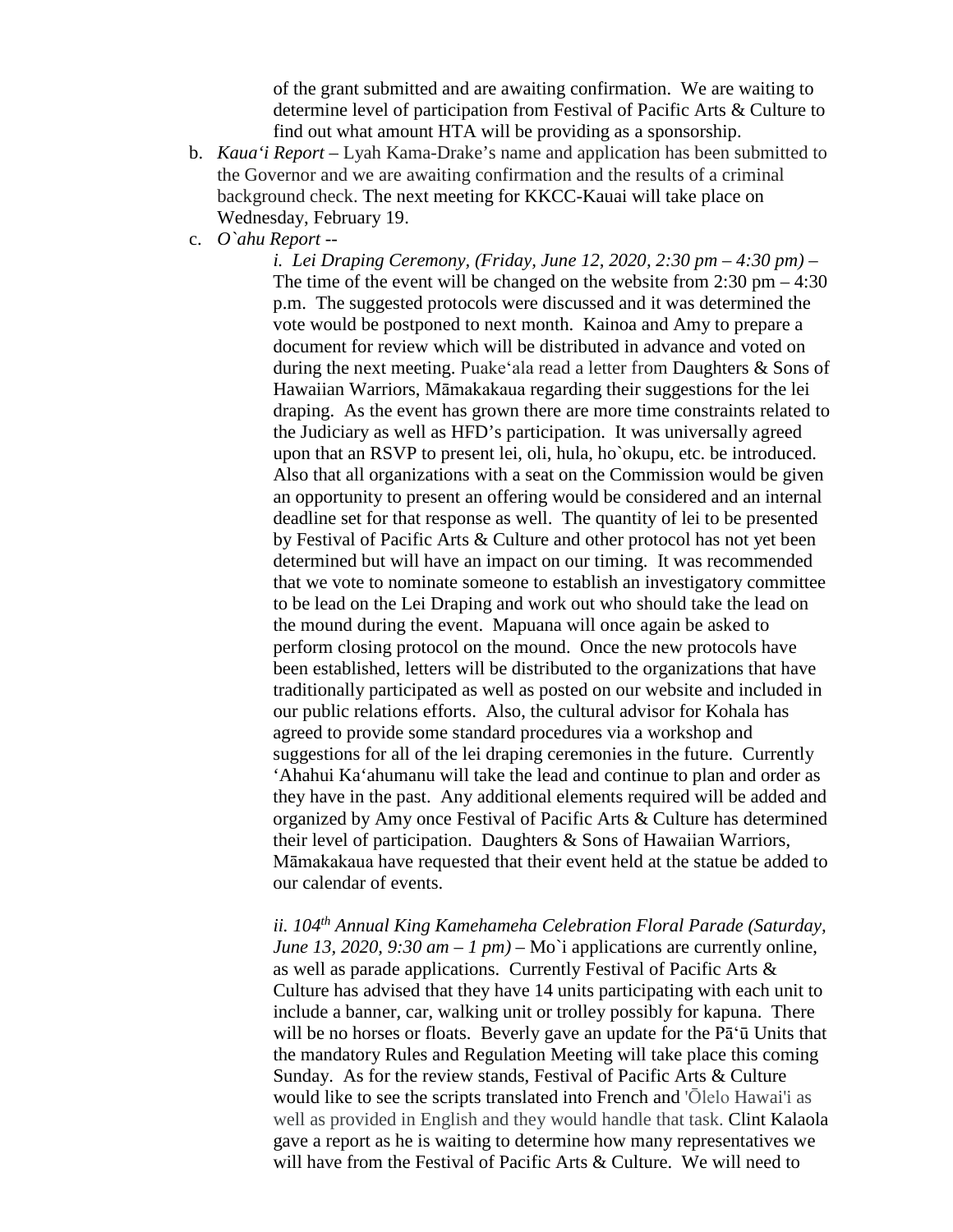of the grant submitted and are awaiting confirmation. We are waiting to determine level of participation from Festival of Pacific Arts & Culture to find out what amount HTA will be providing as a sponsorship.

b. *Kaua'i Report* – Lyah Kama-Drake's name and application has been submitted to the Governor and we are awaiting confirmation and the results of a criminal background check. The next meeting for KKCC-Kauai will take place on Wednesday, February 19.

c. *O`ahu Report* --

*i. Lei Draping Ceremony, (Friday, June 12, 2020, 2:30 pm – 4:30 pm)* – The time of the event will be changed on the website from 2:30 pm – 4:30 p.m. The suggested protocols were discussed and it was determined the vote would be postponed to next month. Kainoa and Amy to prepare a document for review which will be distributed in advance and voted on during the next meeting. Puake'ala read a letter from Daughters & Sons of Hawaiian Warriors, Māmakakaua regarding their suggestions for the lei draping. As the event has grown there are more time constraints related to the Judiciary as well as HFD's participation. It was universally agreed upon that an RSVP to present lei, oli, hula, ho`okupu, etc. be introduced. Also that all organizations with a seat on the Commission would be given an opportunity to present an offering would be considered and an internal deadline set for that response as well. The quantity of lei to be presented by Festival of Pacific Arts & Culture and other protocol has not yet been determined but will have an impact on our timing. It was recommended that we vote to nominate someone to establish an investigatory committee to be lead on the Lei Draping and work out who should take the lead on the mound during the event. Mapuana will once again be asked to perform closing protocol on the mound. Once the new protocols have been established, letters will be distributed to the organizations that have traditionally participated as well as posted on our website and included in our public relations efforts. Also, the cultural advisor for Kohala has agreed to provide some standard procedures via a workshop and suggestions for all of the lei draping ceremonies in the future. Currently 'Ahahui Ka'ahumanu will take the lead and continue to plan and order as they have in the past. Any additional elements required will be added and organized by Amy once Festival of Pacific Arts & Culture has determined their level of participation. Daughters & Sons of Hawaiian Warriors, Māmakakaua have requested that their event held at the statue be added to our calendar of events.

*ii. 104th Annual King Kamehameha Celebration Floral Parade (Saturday, June 13, 2020, 9:30 am – 1 pm)* – Mo`i applications are currently online, as well as parade applications. Currently Festival of Pacific Arts & Culture has advised that they have 14 units participating with each unit to include a banner, car, walking unit or trolley possibly for kapuna. There will be no horses or floats. Beverly gave an update for the Pā'ū Units that the mandatory Rules and Regulation Meeting will take place this coming Sunday. As for the review stands, Festival of Pacific Arts & Culture would like to see the scripts translated into French and 'Ōlelo Hawai'i as well as provided in English and they would handle that task. Clint Kalaola gave a report as he is waiting to determine how many representatives we will have from the Festival of Pacific Arts & Culture. We will need to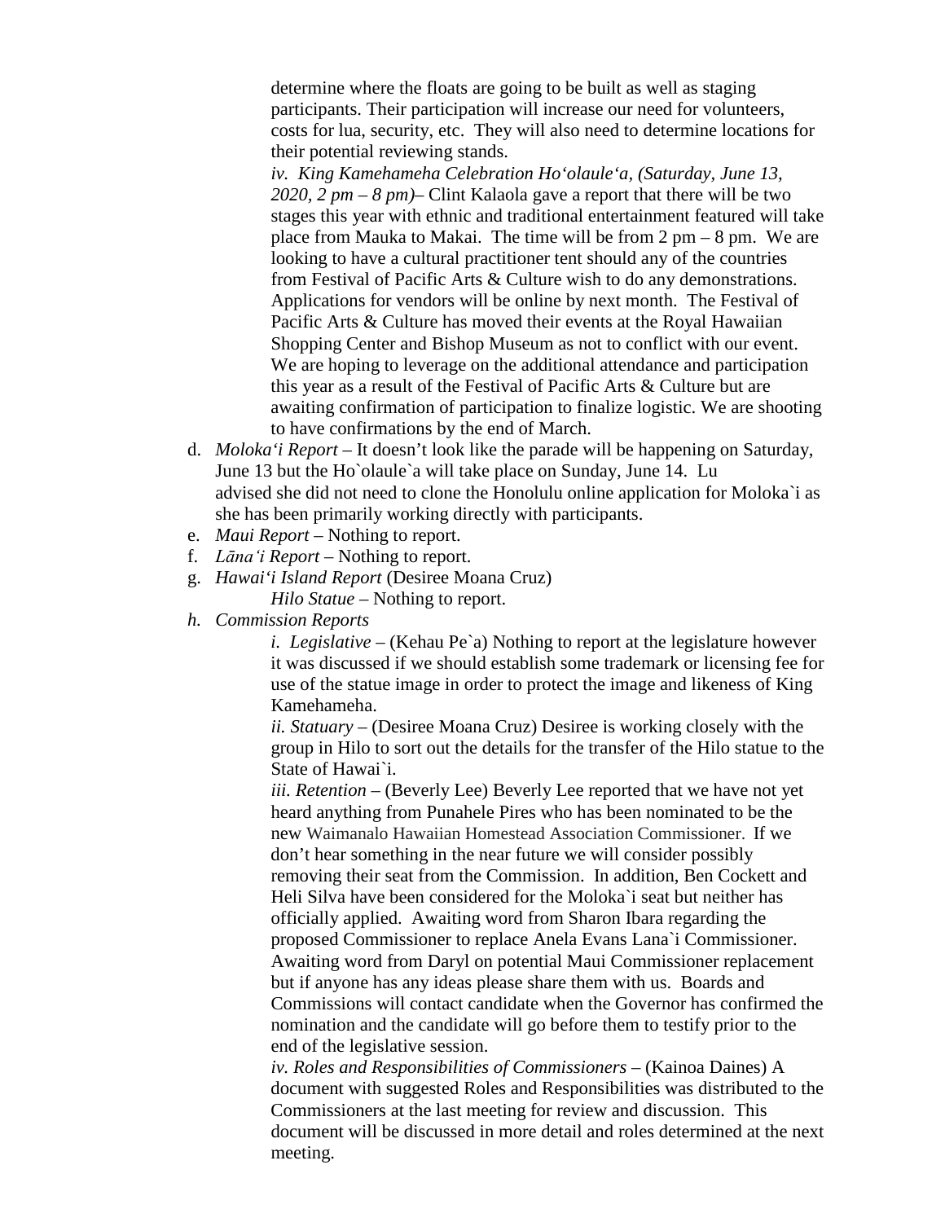determine where the floats are going to be built as well as staging participants. Their participation will increase our need for volunteers, costs for lua, security, etc. They will also need to determine locations for their potential reviewing stands.

*iv. King Kamehameha Celebration Ho'olaule'a, (Saturday, June 13, 2020, 2 pm – 8 pm)*– Clint Kalaola gave a report that there will be two stages this year with ethnic and traditional entertainment featured will take place from Mauka to Makai. The time will be from 2 pm – 8 pm. We are looking to have a cultural practitioner tent should any of the countries from Festival of Pacific Arts & Culture wish to do any demonstrations. Applications for vendors will be online by next month. The Festival of Pacific Arts & Culture has moved their events at the Royal Hawaiian Shopping Center and Bishop Museum as not to conflict with our event. We are hoping to leverage on the additional attendance and participation this year as a result of the Festival of Pacific Arts & Culture but are awaiting confirmation of participation to finalize logistic. We are shooting to have confirmations by the end of March.

d. *Moloka'i Report* – It doesn't look like the parade will be happening on Saturday, June 13 but the Ho`olaule`a will take place on Sunday, June 14. Lu advised she did not need to clone the Honolulu online application for Moloka`i as she has been primarily working directly with participants.

e. *Maui Report* – Nothing to report.

f. *Lāna'i Report* – Nothing to report.

g. *Hawai'i Island Report* (Desiree Moana Cruz)

   *Hilo Statue* – Nothing to report.

h. *Commission Reports*

   *i. Legislative* – (Kehau Pe`a) Nothing to report at the legislature however it was discussed if we should establish some trademark or licensing fee for use of the statue image in order to protect the image and likeness of King Kamehameha.

   *ii. Statuary* – (Desiree Moana Cruz) Desiree is working closely with the group in Hilo to sort out the details for the transfer of the Hilo statue to the State of Hawai`i.

   *iii. Retention* – (Beverly Lee) Beverly Lee reported that we have not yet heard anything from Punahele Pires who has been nominated to be the new Waimanalo Hawaiian Homestead Association Commissioner. If we don't hear something in the near future we will consider possibly removing their seat from the Commission. In addition, Ben Cockett and Heli Silva have been considered for the Moloka`i seat but neither has officially applied. Awaiting word from Sharon Ibara regarding the proposed Commissioner to replace Anela Evans Lana`i Commissioner. Awaiting word from Daryl on potential Maui Commissioner replacement but if anyone has any ideas please share them with us. Boards and Commissions will contact candidate when the Governor has confirmed the nomination and the candidate will go before them to testify prior to the end of the legislative session.

   *iv. Roles and Responsibilities of Commissioners* – (Kainoa Daines) A document with suggested Roles and Responsibilities was distributed to the Commissioners at the last meeting for review and discussion. This document will be discussed in more detail and roles determined at the next meeting.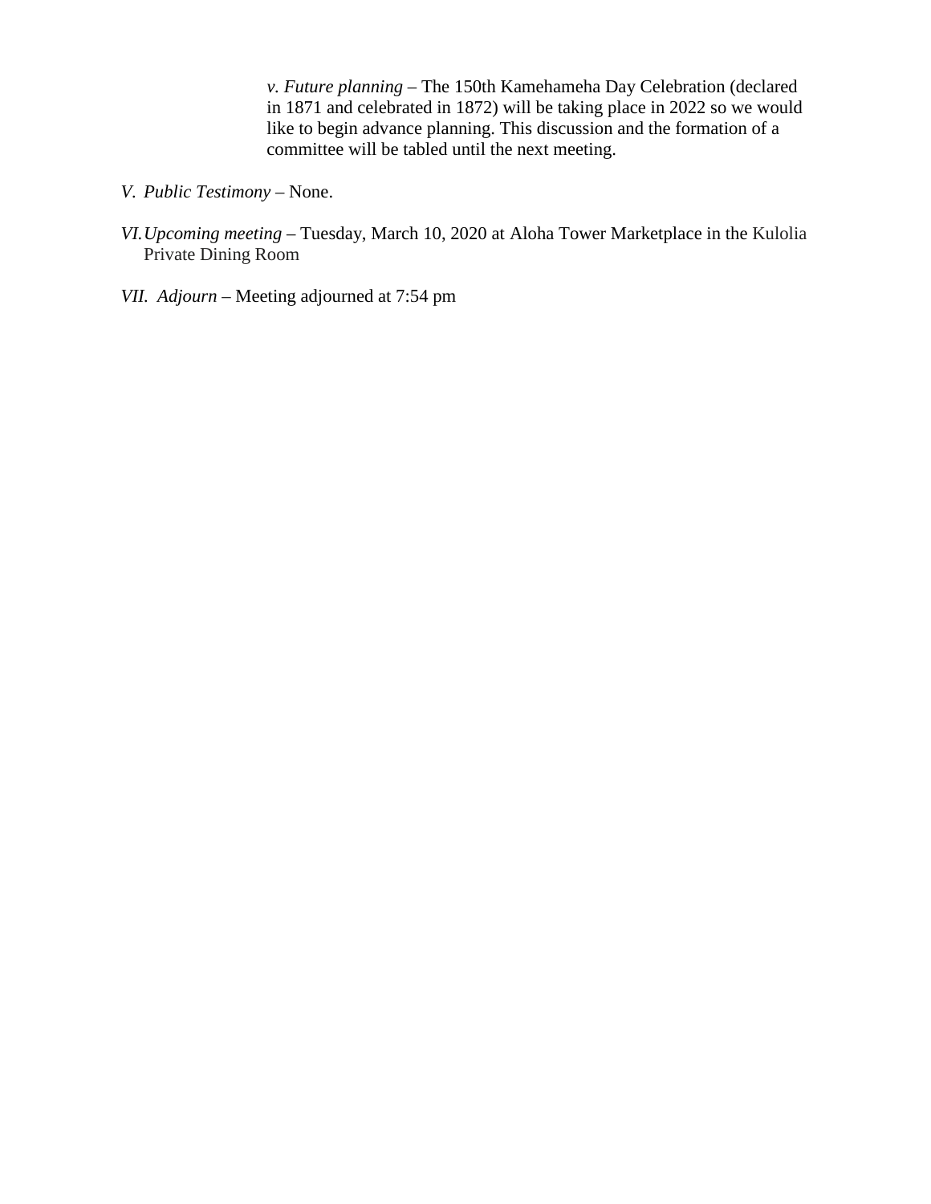*v. Future planning* – The 150th Kamehameha Day Celebration (declared in 1871 and celebrated in 1872) will be taking place in 2022 so we would like to begin advance planning. This discussion and the formation of a committee will be tabled until the next meeting.

*V. Public Testimony* – None.

*VI. Upcoming meeting* – Tuesday, March 10, 2020 at Aloha Tower Marketplace in the Kulolia Private Dining Room

*VII. Adjourn* – Meeting adjourned at 7:54 pm